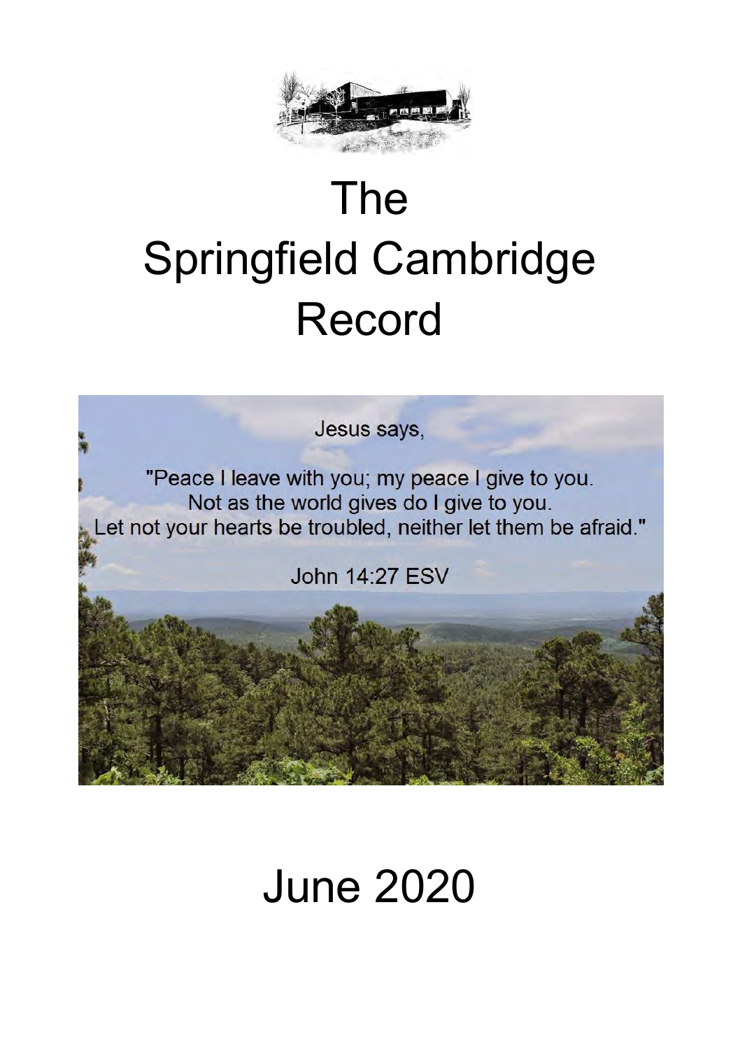# The Springfield Cambridge Record

Jesus says,

"Peace I leave with you; my peace I give to you.
Not as the world gives do I give to you.
Let not your hearts be troubled, neither let them be afraid."

John 14:27 ESV

June 2020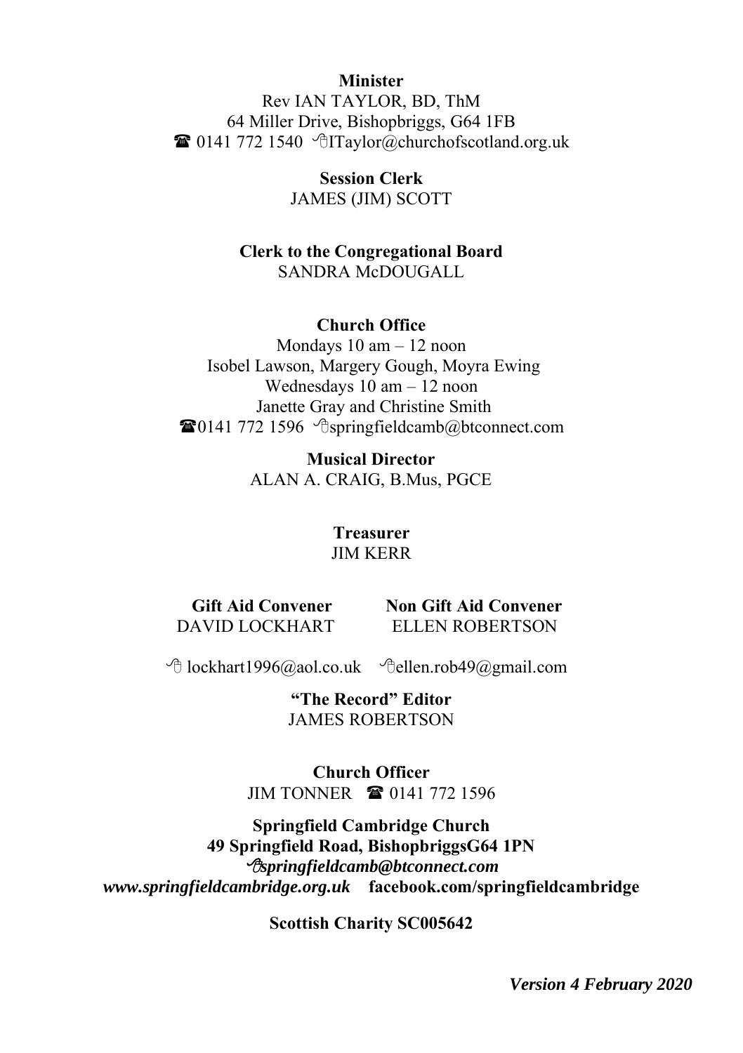**Minister**
Rev IAN TAYLOR, BD, ThM
64 Miller Drive, Bishopbriggs, G64 1FB
☎ 0141 772 1540 ✉ITaylor@churchofscotland.org.uk

**Session Clerk**
JAMES (JIM) SCOTT

**Clerk to the Congregational Board**
SANDRA McDOUGALL

**Church Office**
Mondays 10 am – 12 noon
Isobel Lawson, Margery Gough, Moyra Ewing
Wednesdays 10 am – 12 noon
Janette Gray and Christine Smith
☎0141 772 1596 ✉springfieldcamb@btconnect.com

**Musical Director**
ALAN A. CRAIG, B.Mus, PGCE

**Treasurer**
JIM KERR

**Gift Aid Convener**
DAVID LOCKHART
✉ lockhart1996@aol.co.uk

**Non Gift Aid Convener**
ELLEN ROBERTSON
✉ellen.rob49@gmail.com

**"The Record" Editor**
JAMES ROBERTSON

**Church Officer**
JIM TONNER ☎ 0141 772 1596

**Springfield Cambridge Church**
**49 Springfield Road, BishopbriggsG64 1PN**
***✉springfieldcamb@btconnect.com***
***www.springfieldcambridge.org.uk*** **facebook.com/springfieldcambridge**

**Scottish Charity SC005642**

***Version 4 February 2020***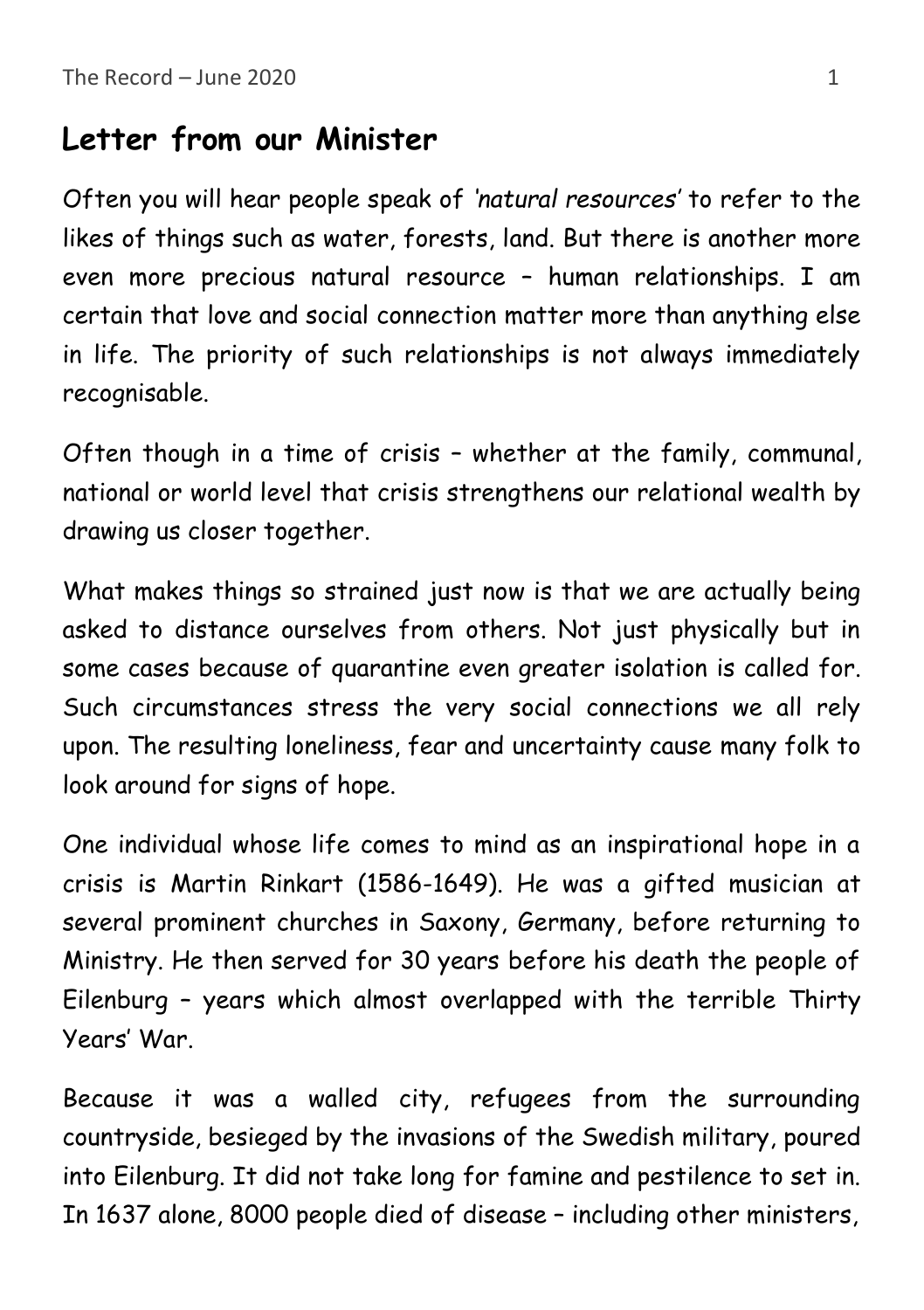## Letter from our Minister

Often you will hear people speak of *'natural resources'* to refer to the likes of things such as water, forests, land. But there is another more even more precious natural resource – human relationships. I am certain that love and social connection matter more than anything else in life. The priority of such relationships is not always immediately recognisable.

Often though in a time of crisis – whether at the family, communal, national or world level that crisis strengthens our relational wealth by drawing us closer together.

What makes things so strained just now is that we are actually being asked to distance ourselves from others. Not just physically but in some cases because of quarantine even greater isolation is called for. Such circumstances stress the very social connections we all rely upon. The resulting loneliness, fear and uncertainty cause many folk to look around for signs of hope.

One individual whose life comes to mind as an inspirational hope in a crisis is Martin Rinkart (1586-1649). He was a gifted musician at several prominent churches in Saxony, Germany, before returning to Ministry. He then served for 30 years before his death the people of Eilenburg – years which almost overlapped with the terrible Thirty Years' War.

Because it was a walled city, refugees from the surrounding countryside, besieged by the invasions of the Swedish military, poured into Eilenburg. It did not take long for famine and pestilence to set in. In 1637 alone, 8000 people died of disease – including other ministers,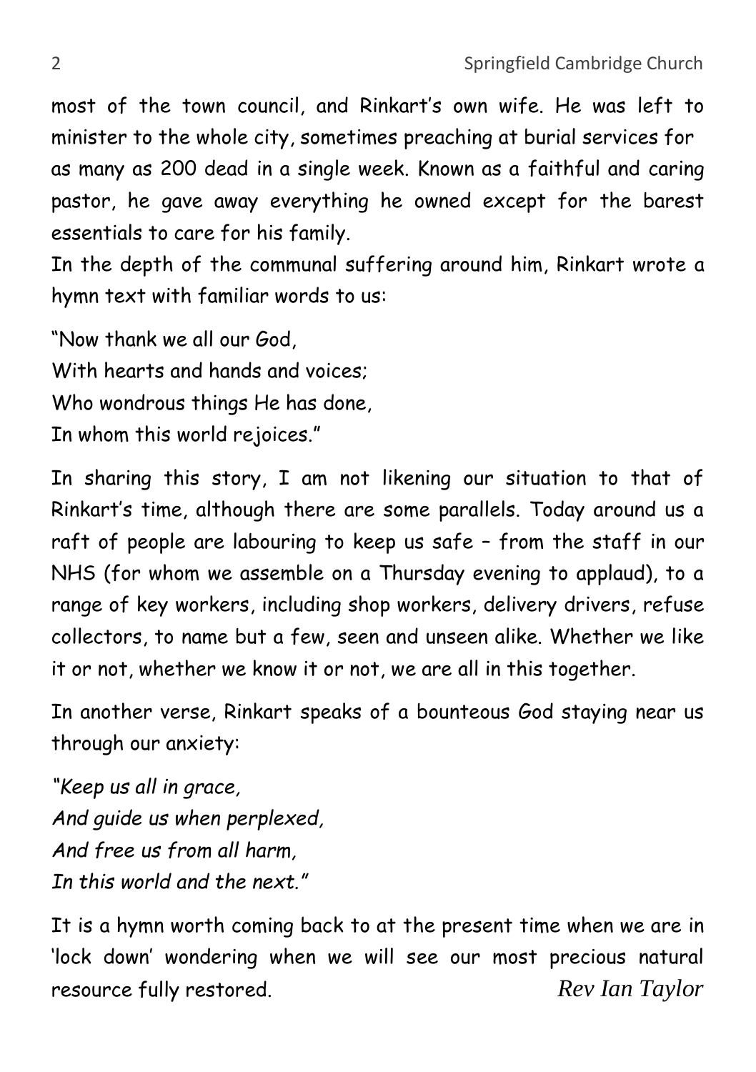most of the town council, and Rinkart's own wife. He was left to minister to the whole city, sometimes preaching at burial services for as many as 200 dead in a single week. Known as a faithful and caring pastor, he gave away everything he owned except for the barest essentials to care for his family.

In the depth of the communal suffering around him, Rinkart wrote a hymn text with familiar words to us:

"Now thank we all our God,  
With hearts and hands and voices;  
Who wondrous things He has done,  
In whom this world rejoices."

In sharing this story, I am not likening our situation to that of Rinkart's time, although there are some parallels. Today around us a raft of people are labouring to keep us safe – from the staff in our NHS (for whom we assemble on a Thursday evening to applaud), to a range of key workers, including shop workers, delivery drivers, refuse collectors, to name but a few, seen and unseen alike. Whether we like it or not, whether we know it or not, we are all in this together.

In another verse, Rinkart speaks of a bounteous God staying near us through our anxiety:

*"Keep us all in grace,*  
*And guide us when perplexed,*  
*And free us from all harm,*  
*In this world and the next."*

It is a hymn worth coming back to at the present time when we are in 'lock down' wondering when we will see our most precious natural resource fully restored. *Rev Ian Taylor*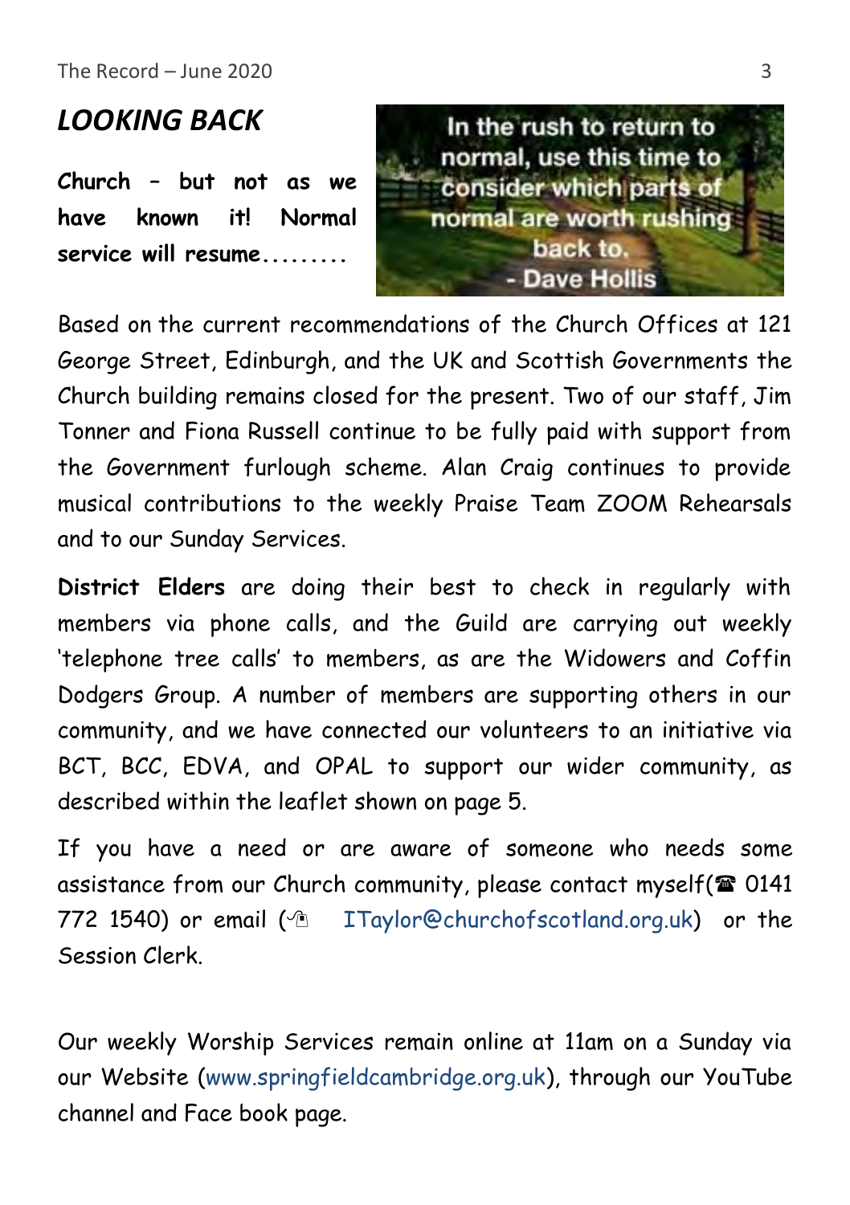## *LOOKING BACK*

**Church – but not as we have known it! Normal service will resume.........**

In the rush to return to normal, use this time to consider which parts of normal are worth rushing back to.
- Dave Hollis

Based on the current recommendations of the Church Offices at 121 George Street, Edinburgh, and the UK and Scottish Governments the Church building remains closed for the present. Two of our staff, Jim Tonner and Fiona Russell continue to be fully paid with support from the Government furlough scheme. Alan Craig continues to provide musical contributions to the weekly Praise Team ZOOM Rehearsals and to our Sunday Services.

**District Elders** are doing their best to check in regularly with members via phone calls, and the Guild are carrying out weekly 'telephone tree calls' to members, as are the Widowers and Coffin Dodgers Group. A number of members are supporting others in our community, and we have connected our volunteers to an initiative via BCT, BCC, EDVA, and OPAL to support our wider community, as described within the leaflet shown on page 5.

If you have a need or are aware of someone who needs some assistance from our Church community, please contact myself(☎ 0141 772 1540) or email (ITaylor@churchofscotland.org.uk) or the Session Clerk.

Our weekly Worship Services remain online at 11am on a Sunday via our Website (www.springfieldcambridge.org.uk), through our YouTube channel and Face book page.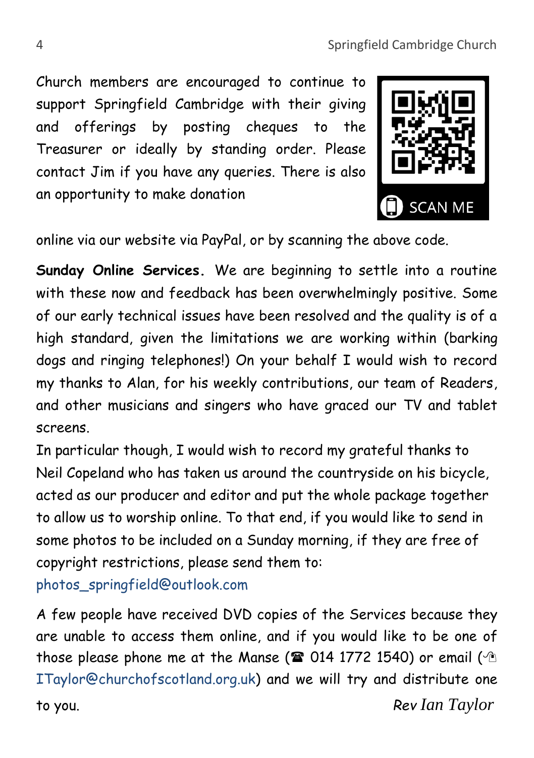Church members are encouraged to continue to support Springfield Cambridge with their giving and offerings by posting cheques to the Treasurer or ideally by standing order. Please contact Jim if you have any queries. There is also an opportunity to make donation online via our website via PayPal, or by scanning the above code.

**Sunday Online Services.** We are beginning to settle into a routine with these now and feedback has been overwhelmingly positive. Some of our early technical issues have been resolved and the quality is of a high standard, given the limitations we are working within (barking dogs and ringing telephones!) On your behalf I would wish to record my thanks to Alan, for his weekly contributions, our team of Readers, and other musicians and singers who have graced our TV and tablet screens.

In particular though, I would wish to record my grateful thanks to Neil Copeland who has taken us around the countryside on his bicycle, acted as our producer and editor and put the whole package together to allow us to worship online. To that end, if you would like to send in some photos to be included on a Sunday morning, if they are free of copyright restrictions, please send them to:
photos_springfield@outlook.com

A few people have received DVD copies of the Services because they are unable to access them online, and if you would like to be one of those please phone me at the Manse (☎ 014 1772 1540) or email (✉ ITaylor@churchofscotland.org.uk) and we will try and distribute one to you.

*Rev Ian Taylor*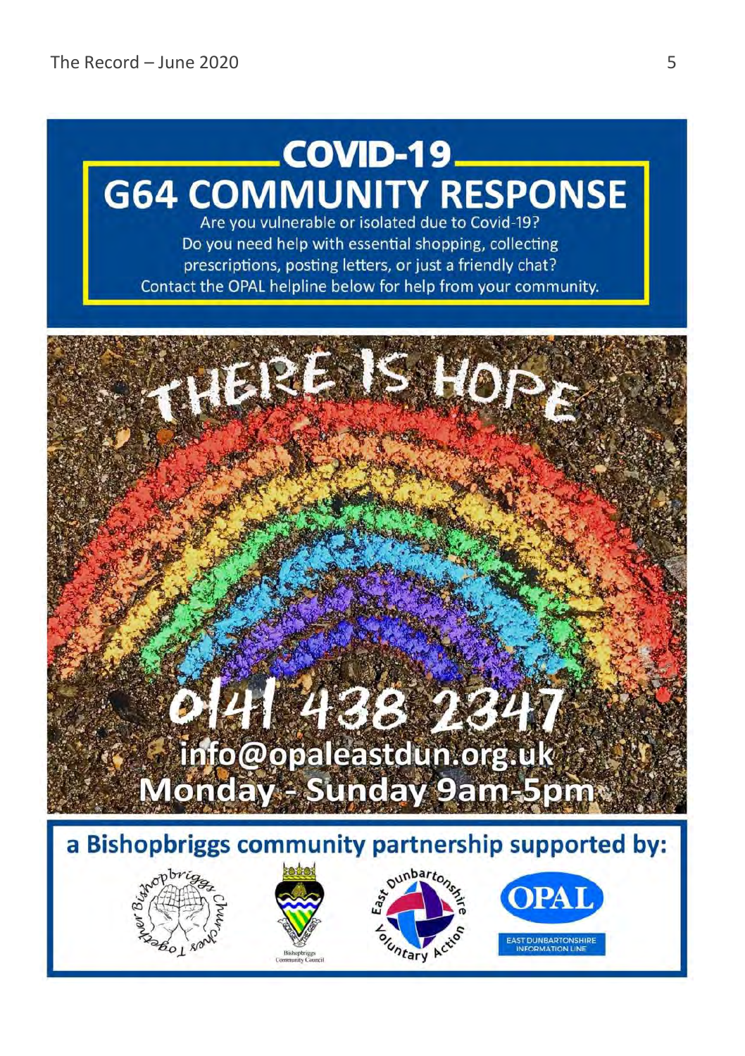# COVID-19

# G64 COMMUNITY RESPONSE

Are you vulnerable or isolated due to Covid-19?
Do you need help with essential shopping, collecting prescriptions, posting letters, or just a friendly chat?
Contact the OPAL helpline below for help from your community.

THERE IS HOPE

**0141 438 2347**

**info@opaleastdun.org.uk**

**Monday - Sunday 9am-5pm**

## a Bishopbriggs community partnership supported by:

Together Bishopbriggs Churches

Bishopbriggs Community Council

East Dunbartonshire Voluntary Action

OPAL East Dunbartonshire Information Line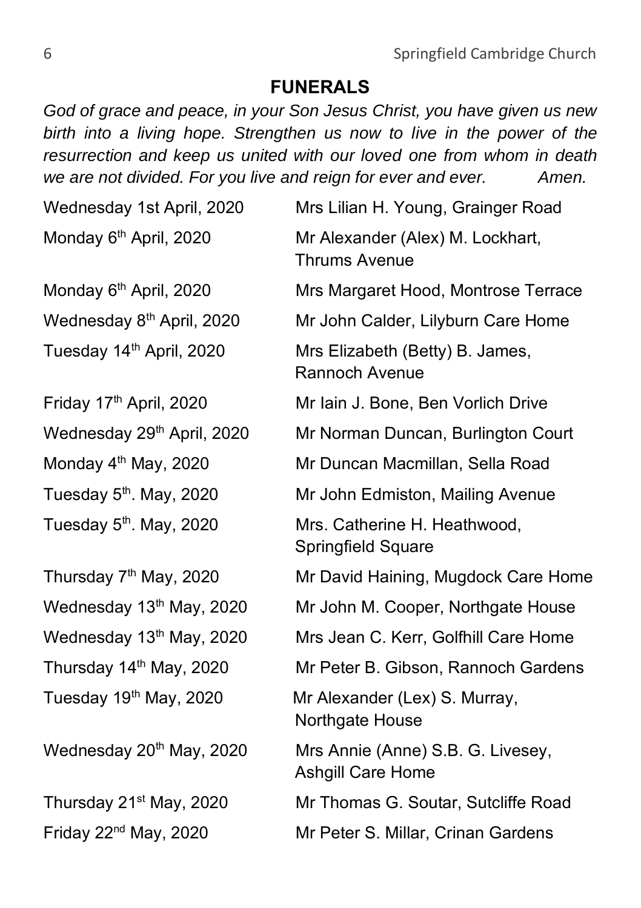## FUNERALS

*God of grace and peace, in your Son Jesus Christ, you have given us new birth into a living hope. Strengthen us now to live in the power of the resurrection and keep us united with our loved one from whom in death we are not divided. For you live and reign for ever and ever. Amen.*

| | |
|---|---|
| Wednesday 1st April, 2020 | Mrs Lilian H. Young, Grainger Road |
| Monday 6th April, 2020 | Mr Alexander (Alex) M. Lockhart, Thrums Avenue |
| Monday 6th April, 2020 | Mrs Margaret Hood, Montrose Terrace |
| Wednesday 8th April, 2020 | Mr John Calder, Lilyburn Care Home |
| Tuesday 14th April, 2020 | Mrs Elizabeth (Betty) B. James, Rannoch Avenue |
| Friday 17th April, 2020 | Mr Iain J. Bone, Ben Vorlich Drive |
| Wednesday 29th April, 2020 | Mr Norman Duncan, Burlington Court |
| Monday 4th May, 2020 | Mr Duncan Macmillan, Sella Road |
| Tuesday 5th. May, 2020 | Mr John Edmiston, Mailing Avenue |
| Tuesday 5th. May, 2020 | Mrs. Catherine H. Heathwood, Springfield Square |
| Thursday 7th May, 2020 | Mr David Haining, Mugdock Care Home |
| Wednesday 13th May, 2020 | Mr John M. Cooper, Northgate House |
| Wednesday 13th May, 2020 | Mrs Jean C. Kerr, Golfhill Care Home |
| Thursday 14th May, 2020 | Mr Peter B. Gibson, Rannoch Gardens |
| Tuesday 19th May, 2020 | Mr Alexander (Lex) S. Murray, Northgate House |
| Wednesday 20th May, 2020 | Mrs Annie (Anne) S.B. G. Livesey, Ashgill Care Home |
| Thursday 21st May, 2020 | Mr Thomas G. Soutar, Sutcliffe Road |
| Friday 22nd May, 2020 | Mr Peter S. Millar, Crinan Gardens |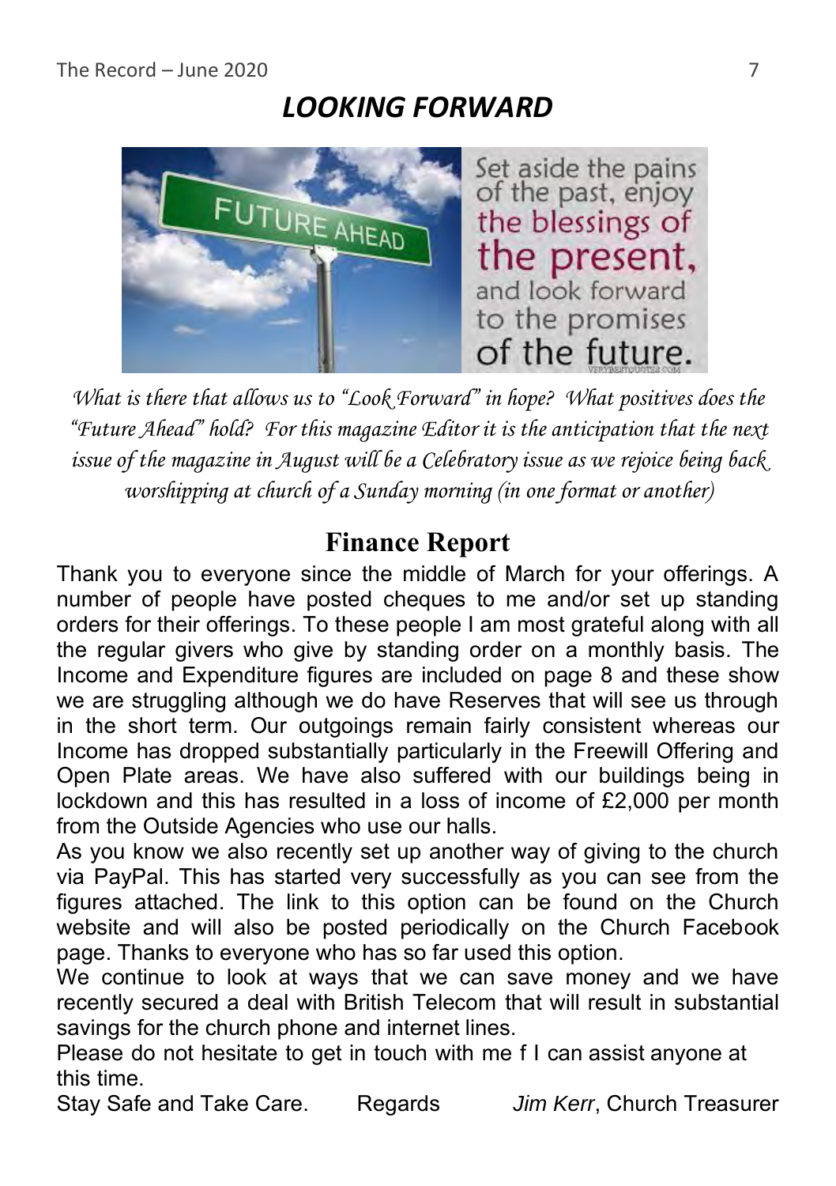## *LOOKING FORWARD*

*What is there that allows us to "Look Forward" in hope? What positives does the "Future Ahead" hold? For this magazine Editor it is the anticipation that the next issue of the magazine in August will be a Celebratory issue as we rejoice being back worshipping at church of a Sunday morning (in one format or another)*

## Finance Report

Thank you to everyone since the middle of March for your offerings. A number of people have posted cheques to me and/or set up standing orders for their offerings. To these people I am most grateful along with all the regular givers who give by standing order on a monthly basis. The Income and Expenditure figures are included on page 8 and these show we are struggling although we do have Reserves that will see us through in the short term. Our outgoings remain fairly consistent whereas our Income has dropped substantially particularly in the Freewill Offering and Open Plate areas. We have also suffered with our buildings being in lockdown and this has resulted in a loss of income of £2,000 per month from the Outside Agencies who use our halls.

As you know we also recently set up another way of giving to the church via PayPal. This has started very successfully as you can see from the figures attached. The link to this option can be found on the Church website and will also be posted periodically on the Church Facebook page. Thanks to everyone who has so far used this option.

We continue to look at ways that we can save money and we have recently secured a deal with British Telecom that will result in substantial savings for the church phone and internet lines.

Please do not hesitate to get in touch with me f I can assist anyone at this time.

Stay Safe and Take Care. Regards *Jim Kerr*, Church Treasurer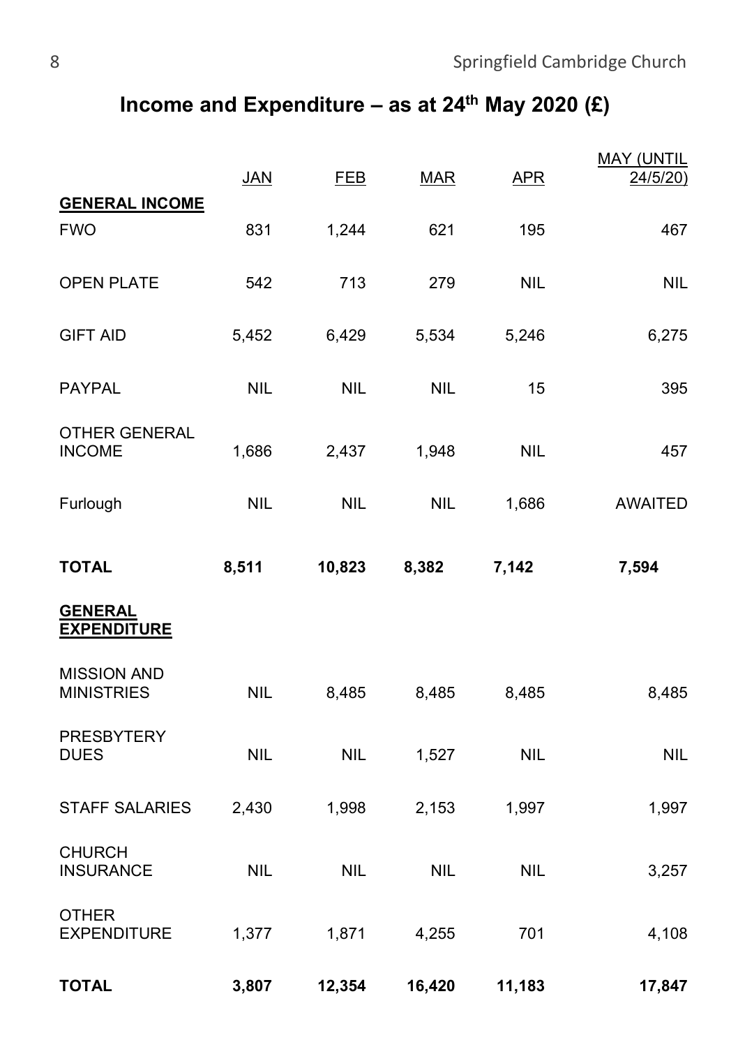# Income and Expenditure – as at 24th May 2020 (£)

| | JAN | FEB | MAR | APR | MAY (UNTIL 24/5/20) |
|---|---|---|---|---|---|
| **GENERAL INCOME** | | | | | |
| FWO | 831 | 1,244 | 621 | 195 | 467 |
| OPEN PLATE | 542 | 713 | 279 | NIL | NIL |
| GIFT AID | 5,452 | 6,429 | 5,534 | 5,246 | 6,275 |
| PAYPAL | NIL | NIL | NIL | 15 | 395 |
| OTHER GENERAL INCOME | 1,686 | 2,437 | 1,948 | NIL | 457 |
| Furlough | NIL | NIL | NIL | 1,686 | AWAITED |
| **TOTAL** | **8,511** | **10,823** | **8,382** | **7,142** | **7,594** |
| **GENERAL EXPENDITURE** | | | | | |
| MISSION AND MINISTRIES | NIL | 8,485 | 8,485 | 8,485 | 8,485 |
| PRESBYTERY DUES | NIL | NIL | 1,527 | NIL | NIL |
| STAFF SALARIES | 2,430 | 1,998 | 2,153 | 1,997 | 1,997 |
| CHURCH INSURANCE | NIL | NIL | NIL | NIL | 3,257 |
| OTHER EXPENDITURE | 1,377 | 1,871 | 4,255 | 701 | 4,108 |
| **TOTAL** | **3,807** | **12,354** | **16,420** | **11,183** | **17,847** |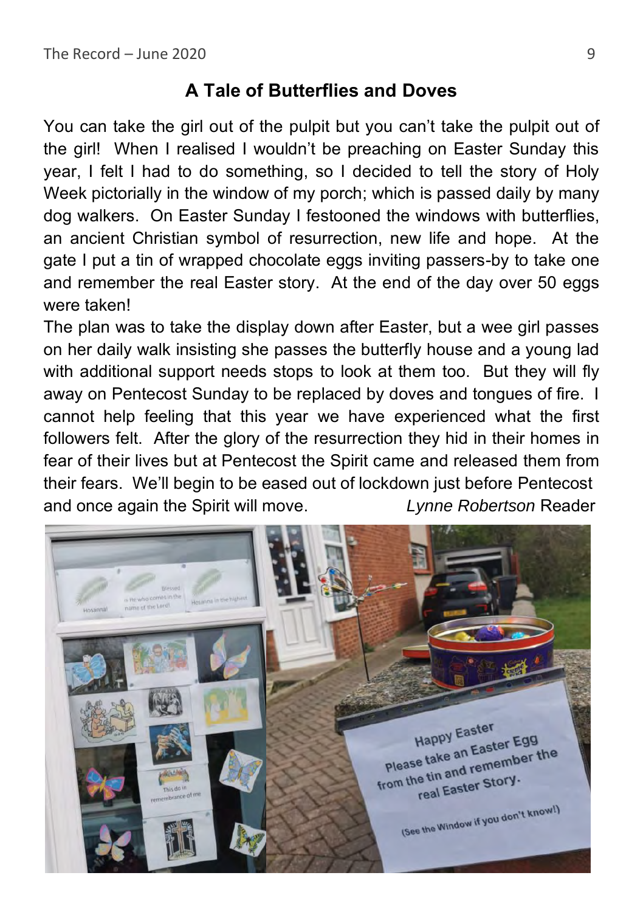## A Tale of Butterflies and Doves

You can take the girl out of the pulpit but you can't take the pulpit out of the girl! When I realised I wouldn't be preaching on Easter Sunday this year, I felt I had to do something, so I decided to tell the story of Holy Week pictorially in the window of my porch; which is passed daily by many dog walkers. On Easter Sunday I festooned the windows with butterflies, an ancient Christian symbol of resurrection, new life and hope. At the gate I put a tin of wrapped chocolate eggs inviting passers-by to take one and remember the real Easter story. At the end of the day over 50 eggs were taken!

The plan was to take the display down after Easter, but a wee girl passes on her daily walk insisting she passes the butterfly house and a young lad with additional support needs stops to look at them too. But they will fly away on Pentecost Sunday to be replaced by doves and tongues of fire. I cannot help feeling that this year we have experienced what the first followers felt. After the glory of the resurrection they hid in their homes in fear of their lives but at Pentecost the Spirit came and released them from their fears. We'll begin to be eased out of lockdown just before Pentecost and once again the Spirit will move.

*Lynne Robertson* Reader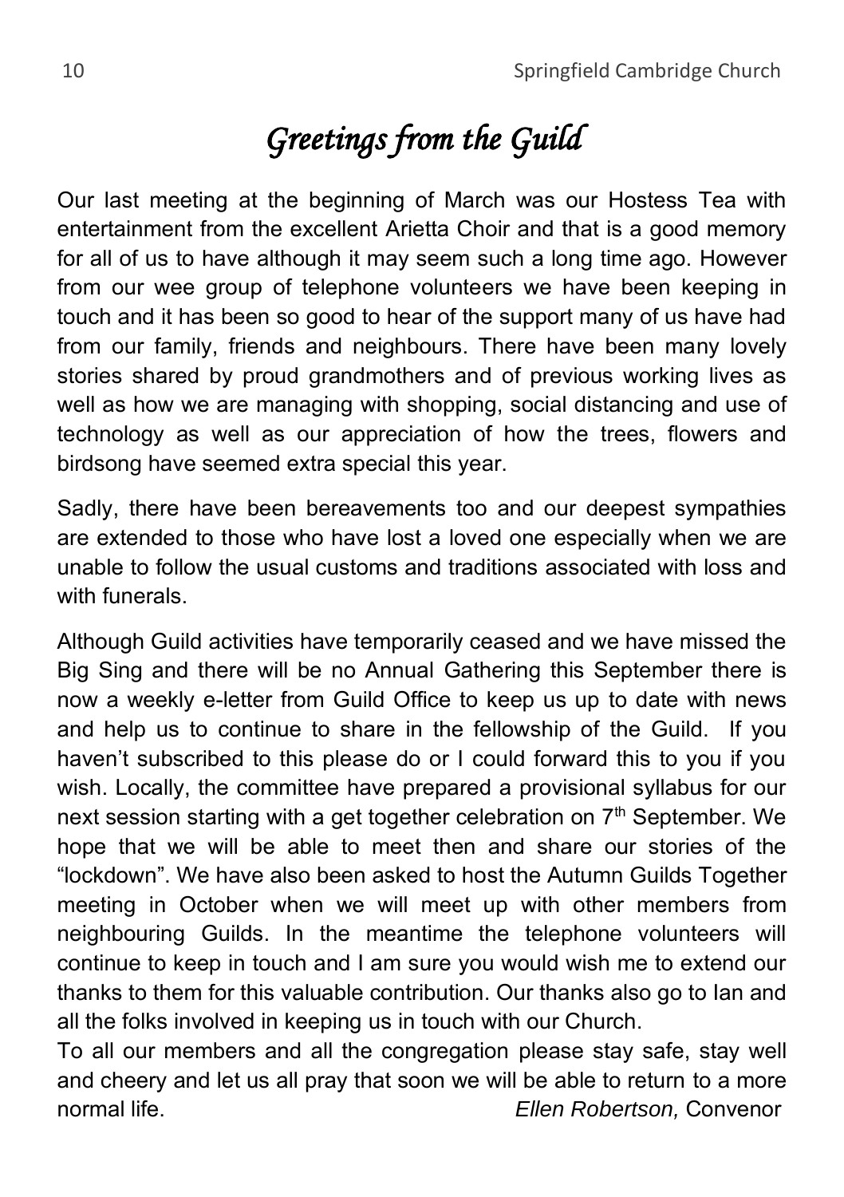# *Greetings from the Guild*

Our last meeting at the beginning of March was our Hostess Tea with entertainment from the excellent Arietta Choir and that is a good memory for all of us to have although it may seem such a long time ago. However from our wee group of telephone volunteers we have been keeping in touch and it has been so good to hear of the support many of us have had from our family, friends and neighbours. There have been many lovely stories shared by proud grandmothers and of previous working lives as well as how we are managing with shopping, social distancing and use of technology as well as our appreciation of how the trees, flowers and birdsong have seemed extra special this year.

Sadly, there have been bereavements too and our deepest sympathies are extended to those who have lost a loved one especially when we are unable to follow the usual customs and traditions associated with loss and with funerals.

Although Guild activities have temporarily ceased and we have missed the Big Sing and there will be no Annual Gathering this September there is now a weekly e-letter from Guild Office to keep us up to date with news and help us to continue to share in the fellowship of the Guild. If you haven't subscribed to this please do or I could forward this to you if you wish. Locally, the committee have prepared a provisional syllabus for our next session starting with a get together celebration on 7th September. We hope that we will be able to meet then and share our stories of the "lockdown". We have also been asked to host the Autumn Guilds Together meeting in October when we will meet up with other members from neighbouring Guilds. In the meantime the telephone volunteers will continue to keep in touch and I am sure you would wish me to extend our thanks to them for this valuable contribution. Our thanks also go to Ian and all the folks involved in keeping us in touch with our Church.

To all our members and all the congregation please stay safe, stay well and cheery and let us all pray that soon we will be able to return to a more normal life.

*Ellen Robertson,* Convenor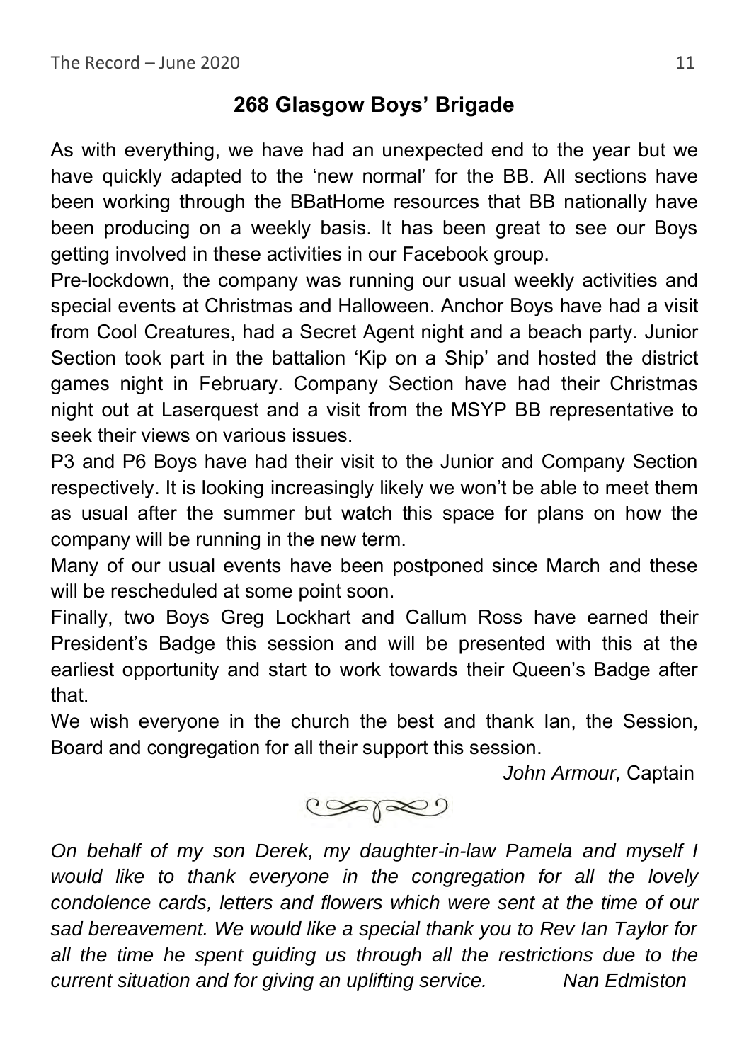## 268 Glasgow Boys' Brigade

As with everything, we have had an unexpected end to the year but we have quickly adapted to the 'new normal' for the BB. All sections have been working through the BBatHome resources that BB nationally have been producing on a weekly basis. It has been great to see our Boys getting involved in these activities in our Facebook group.

Pre-lockdown, the company was running our usual weekly activities and special events at Christmas and Halloween. Anchor Boys have had a visit from Cool Creatures, had a Secret Agent night and a beach party. Junior Section took part in the battalion 'Kip on a Ship' and hosted the district games night in February. Company Section have had their Christmas night out at Laserquest and a visit from the MSYP BB representative to seek their views on various issues.

P3 and P6 Boys have had their visit to the Junior and Company Section respectively. It is looking increasingly likely we won't be able to meet them as usual after the summer but watch this space for plans on how the company will be running in the new term.

Many of our usual events have been postponed since March and these will be rescheduled at some point soon.

Finally, two Boys Greg Lockhart and Callum Ross have earned their President's Badge this session and will be presented with this at the earliest opportunity and start to work towards their Queen's Badge after that.

We wish everyone in the church the best and thank Ian, the Session, Board and congregation for all their support this session.

*John Armour,* Captain

*On behalf of my son Derek, my daughter-in-law Pamela and myself I would like to thank everyone in the congregation for all the lovely condolence cards, letters and flowers which were sent at the time of our sad bereavement. We would like a special thank you to Rev Ian Taylor for all the time he spent guiding us through all the restrictions due to the current situation and for giving an uplifting service.* *Nan Edmiston*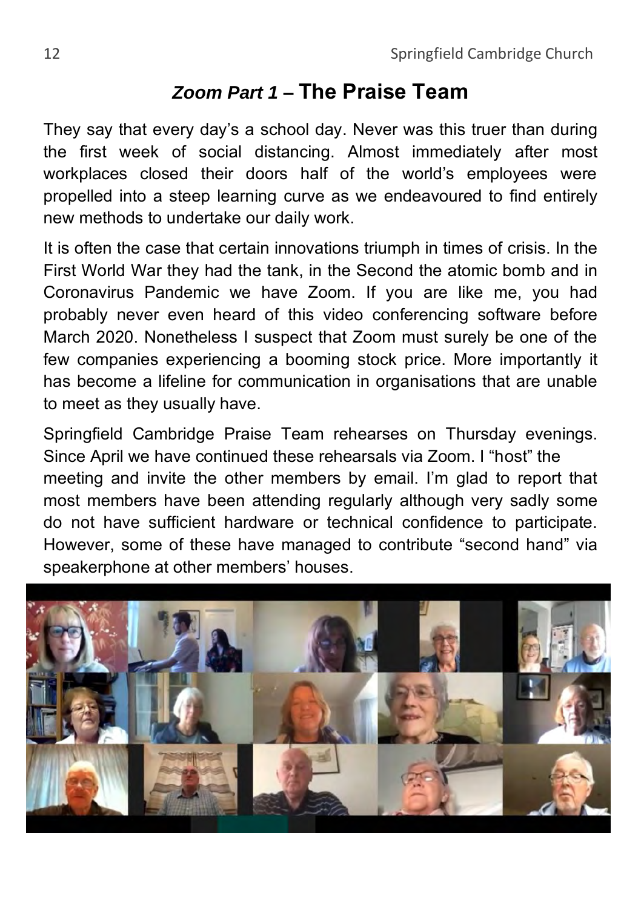## *Zoom Part 1* – The Praise Team

They say that every day's a school day. Never was this truer than during the first week of social distancing. Almost immediately after most workplaces closed their doors half of the world's employees were propelled into a steep learning curve as we endeavoured to find entirely new methods to undertake our daily work.

It is often the case that certain innovations triumph in times of crisis. In the First World War they had the tank, in the Second the atomic bomb and in Coronavirus Pandemic we have Zoom. If you are like me, you had probably never even heard of this video conferencing software before March 2020. Nonetheless I suspect that Zoom must surely be one of the few companies experiencing a booming stock price. More importantly it has become a lifeline for communication in organisations that are unable to meet as they usually have.

Springfield Cambridge Praise Team rehearses on Thursday evenings. Since April we have continued these rehearsals via Zoom. I "host" the meeting and invite the other members by email. I'm glad to report that most members have been attending regularly although very sadly some do not have sufficient hardware or technical confidence to participate. However, some of these have managed to contribute "second hand" via speakerphone at other members' houses.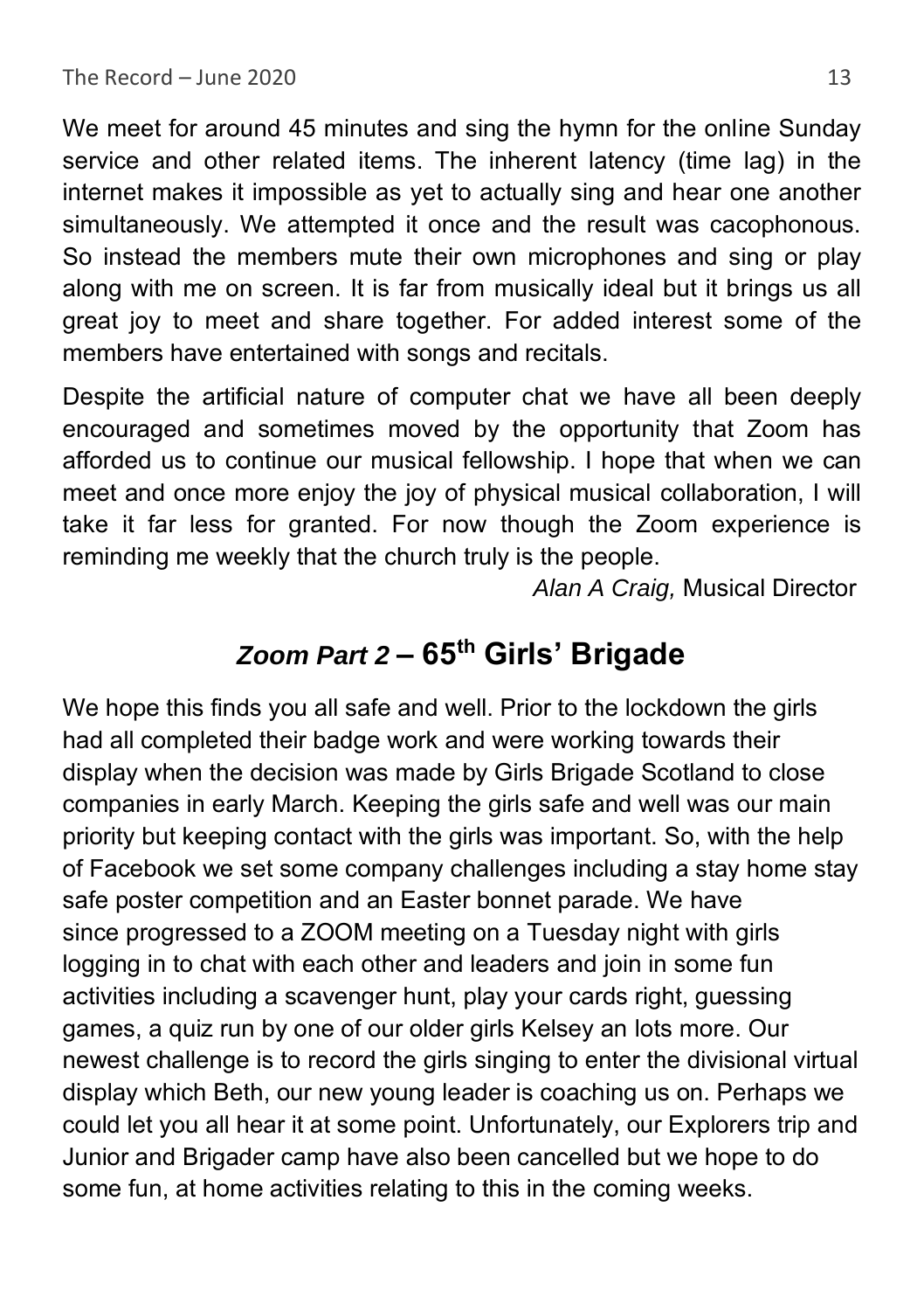We meet for around 45 minutes and sing the hymn for the online Sunday service and other related items. The inherent latency (time lag) in the internet makes it impossible as yet to actually sing and hear one another simultaneously. We attempted it once and the result was cacophonous. So instead the members mute their own microphones and sing or play along with me on screen. It is far from musically ideal but it brings us all great joy to meet and share together. For added interest some of the members have entertained with songs and recitals.

Despite the artificial nature of computer chat we have all been deeply encouraged and sometimes moved by the opportunity that Zoom has afforded us to continue our musical fellowship. I hope that when we can meet and once more enjoy the joy of physical musical collaboration, I will take it far less for granted. For now though the Zoom experience is reminding me weekly that the church truly is the people.

*Alan A Craig,* Musical Director

## *Zoom Part 2* – 65th Girls' Brigade

We hope this finds you all safe and well. Prior to the lockdown the girls had all completed their badge work and were working towards their display when the decision was made by Girls Brigade Scotland to close companies in early March. Keeping the girls safe and well was our main priority but keeping contact with the girls was important. So, with the help of Facebook we set some company challenges including a stay home stay safe poster competition and an Easter bonnet parade. We have since progressed to a ZOOM meeting on a Tuesday night with girls logging in to chat with each other and leaders and join in some fun activities including a scavenger hunt, play your cards right, guessing games, a quiz run by one of our older girls Kelsey an lots more. Our newest challenge is to record the girls singing to enter the divisional virtual display which Beth, our new young leader is coaching us on. Perhaps we could let you all hear it at some point. Unfortunately, our Explorers trip and Junior and Brigader camp have also been cancelled but we hope to do some fun, at home activities relating to this in the coming weeks.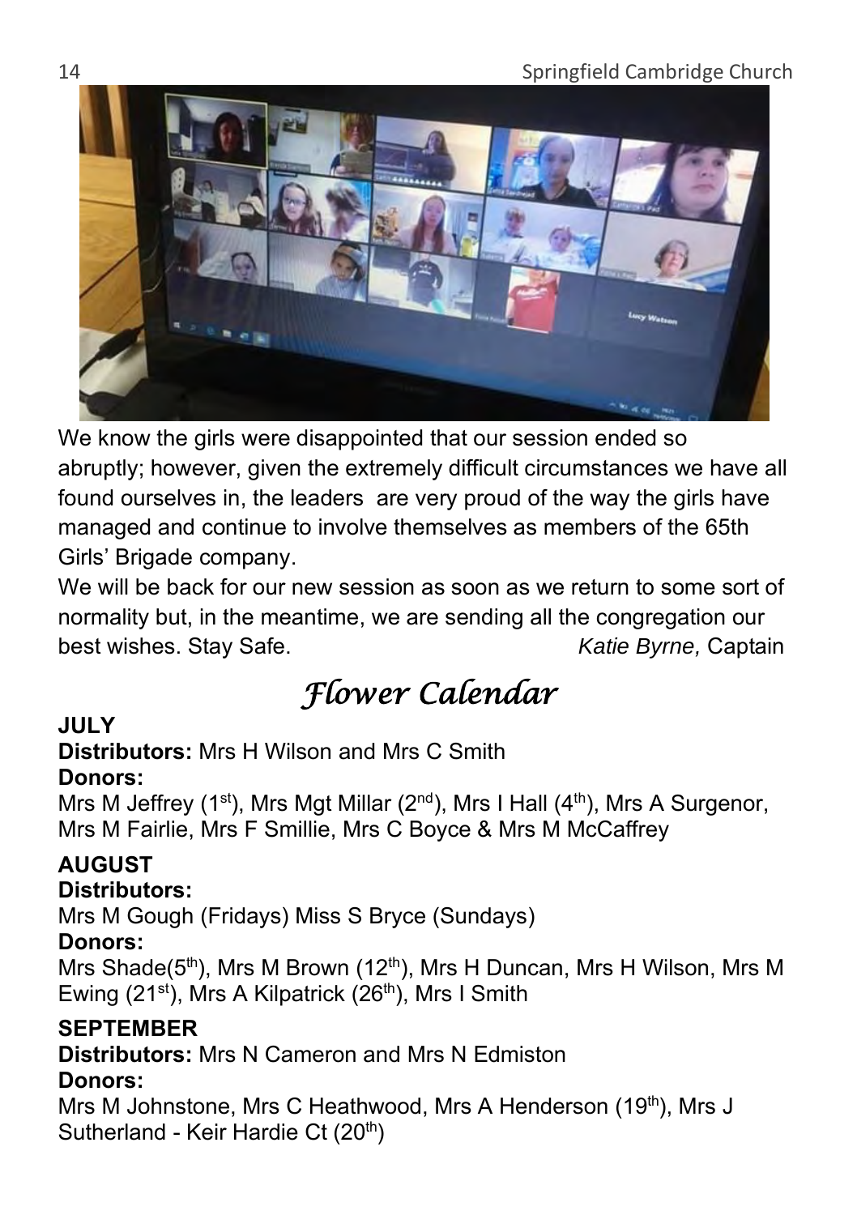We know the girls were disappointed that our session ended so abruptly; however, given the extremely difficult circumstances we have all found ourselves in, the leaders are very proud of the way the girls have managed and continue to involve themselves as members of the 65th Girls' Brigade company.

We will be back for our new session as soon as we return to some sort of normality but, in the meantime, we are sending all the congregation our best wishes. Stay Safe. *Katie Byrne,* Captain

# *Flower Calendar*

**JULY**

**Distributors:** Mrs H Wilson and Mrs C Smith

**Donors:**

Mrs M Jeffrey (1st), Mrs Mgt Millar (2nd), Mrs I Hall (4th), Mrs A Surgenor, Mrs M Fairlie, Mrs F Smillie, Mrs C Boyce & Mrs M McCaffrey

**AUGUST**

**Distributors:**

Mrs M Gough (Fridays) Miss S Bryce (Sundays)

**Donors:**

Mrs Shade(5th), Mrs M Brown (12th), Mrs H Duncan, Mrs H Wilson, Mrs M Ewing (21st), Mrs A Kilpatrick (26th), Mrs I Smith

**SEPTEMBER**

**Distributors:** Mrs N Cameron and Mrs N Edmiston

**Donors:**

Mrs M Johnstone, Mrs C Heathwood, Mrs A Henderson (19th), Mrs J Sutherland - Keir Hardie Ct (20th)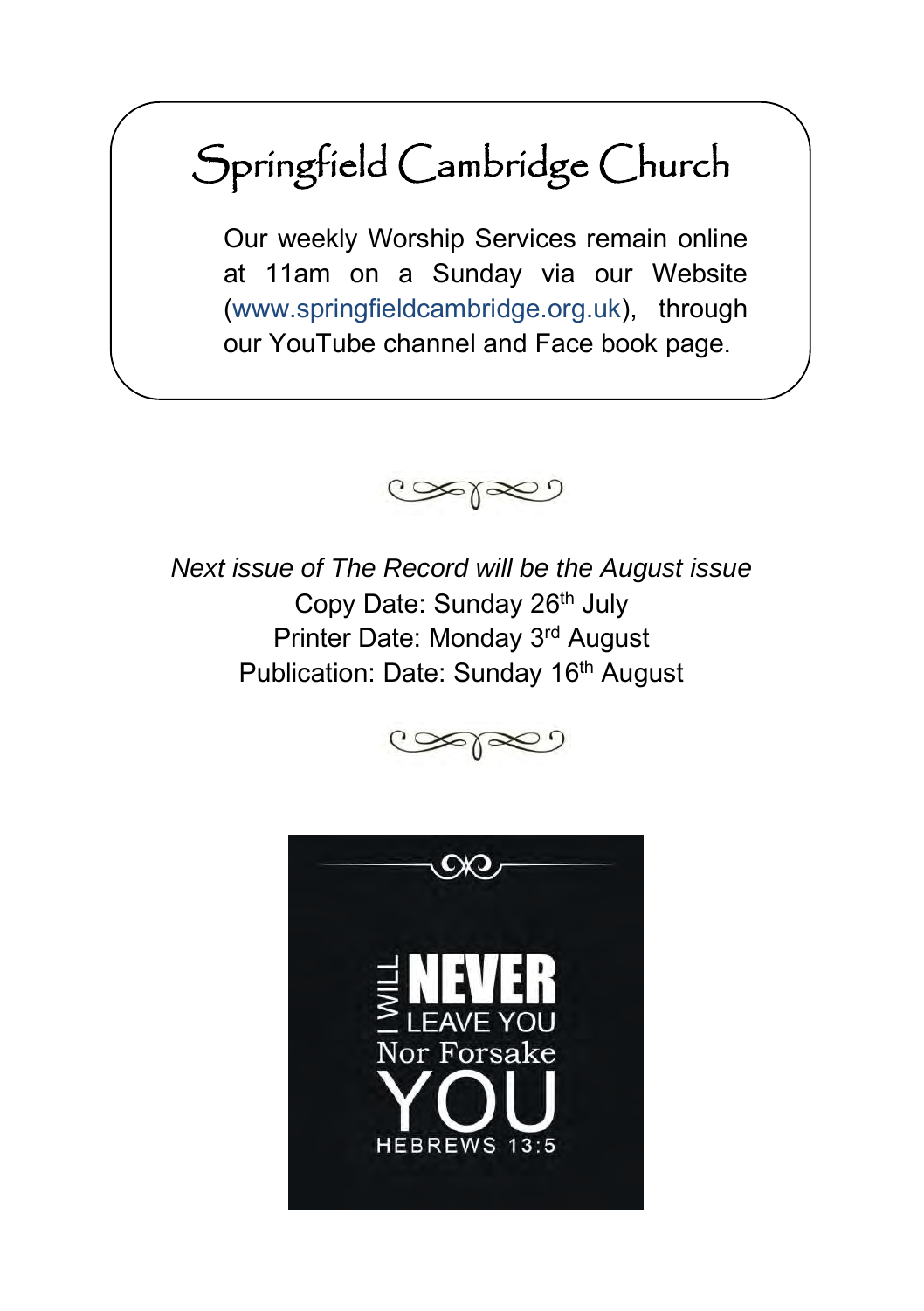# Springfield Cambridge Church

Our weekly Worship Services remain online at 11am on a Sunday via our Website (www.springfieldcambridge.org.uk), through our YouTube channel and Face book page.

*Next issue of The Record will be the August issue*

Copy Date: Sunday 26th July

Printer Date: Monday 3rd August

Publication: Date: Sunday 16th August

I WILL NEVER LEAVE YOU Nor Forsake YOU

HEBREWS 13:5